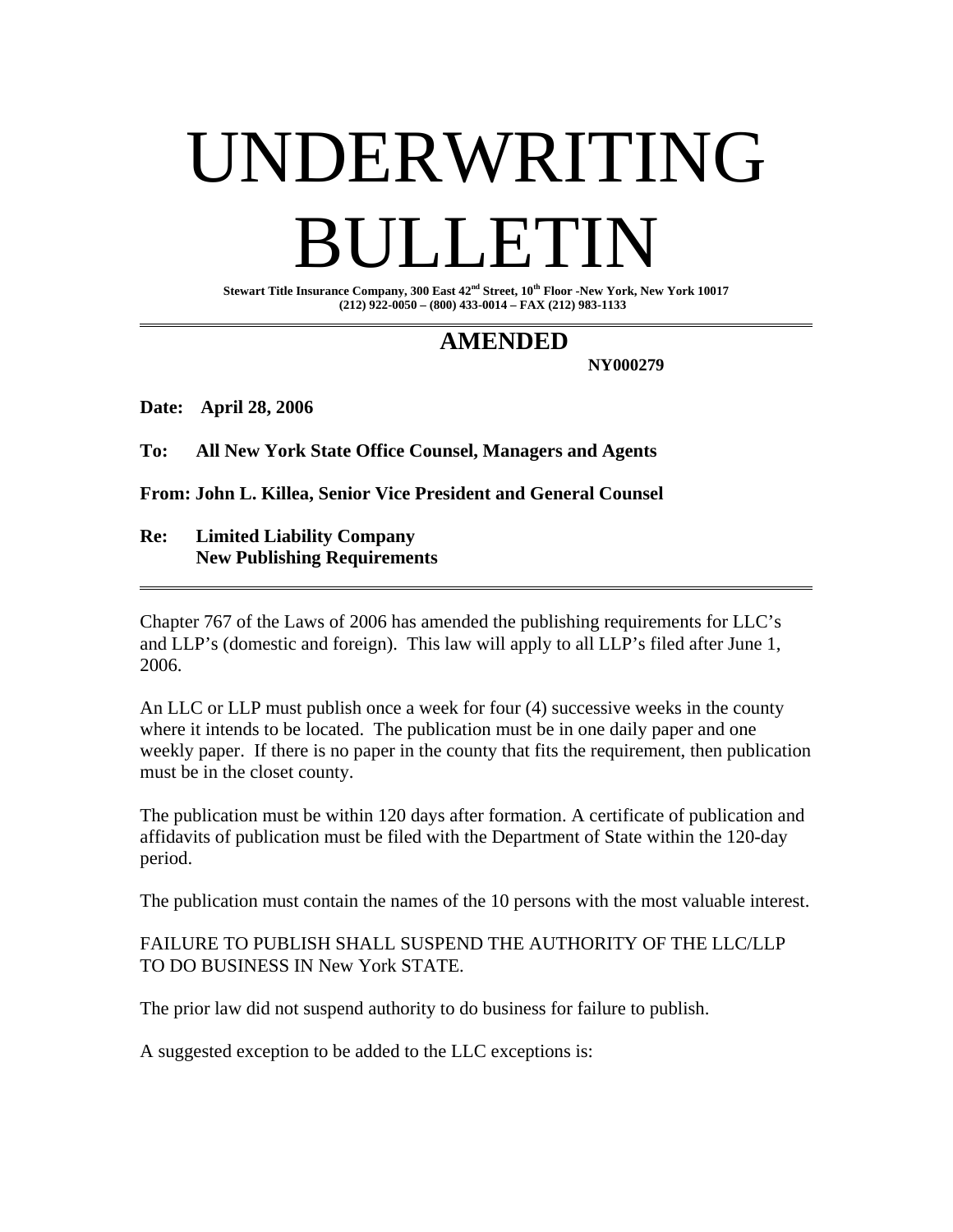# UNDERWRITING BULLETIN

**Stewart Title Insurance Company, 300 East 42nd Street, 10th Floor -New York, New York 10017**
**(212) 922-0050 – (800) 433-0014 – FAX (212) 983-1133**

---

## AMENDED

**NY000279**

**Date: April 28, 2006**

**To: All New York State Office Counsel, Managers and Agents**

**From: John L. Killea, Senior Vice President and General Counsel**

**Re: Limited Liability Company**
**New Publishing Requirements**

---

Chapter 767 of the Laws of 2006 has amended the publishing requirements for LLC's and LLP's (domestic and foreign). This law will apply to all LLP's filed after June 1, 2006.

An LLC or LLP must publish once a week for four (4) successive weeks in the county where it intends to be located. The publication must be in one daily paper and one weekly paper. If there is no paper in the county that fits the requirement, then publication must be in the closet county.

The publication must be within 120 days after formation. A certificate of publication and affidavits of publication must be filed with the Department of State within the 120-day period.

The publication must contain the names of the 10 persons with the most valuable interest.

FAILURE TO PUBLISH SHALL SUSPEND THE AUTHORITY OF THE LLC/LLP TO DO BUSINESS IN New York STATE.

The prior law did not suspend authority to do business for failure to publish.

A suggested exception to be added to the LLC exceptions is: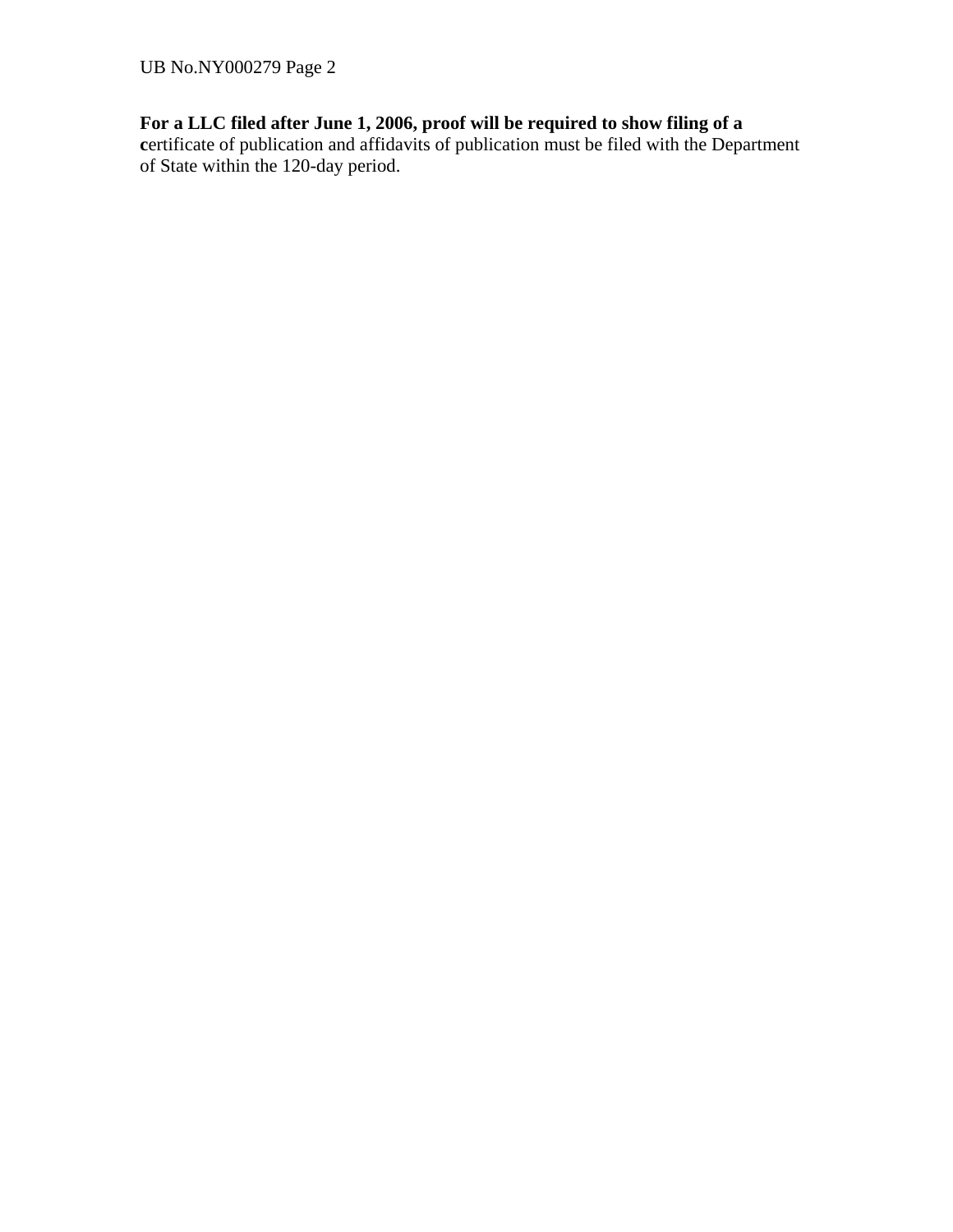**For a LLC filed after June 1, 2006, proof will be required to show filing of a c**ertificate of publication and affidavits of publication must be filed with the Department of State within the 120-day period.